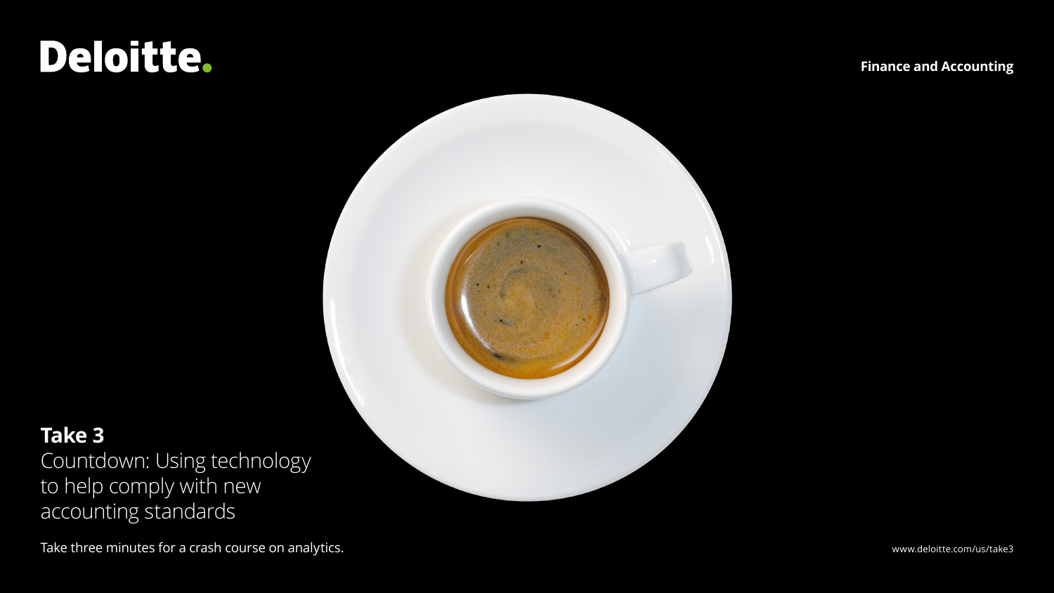Deloitte.

Finance and Accounting

**Take 3**

# Countdown: Using technology to help comply with new accounting standards

Take three minutes for a crash course on analytics.

www.deloitte.com/us/take3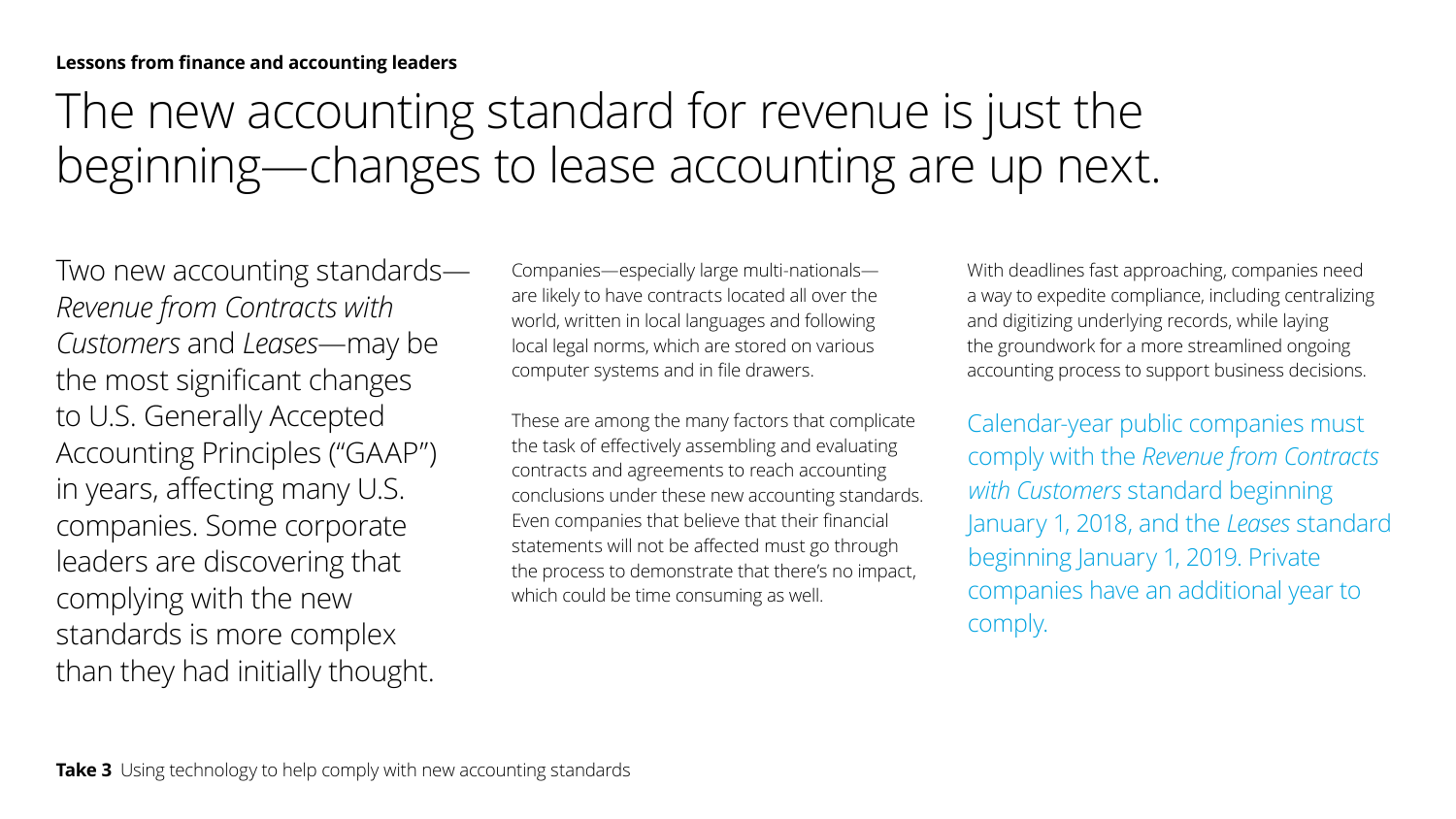**Lessons from finance and accounting leaders**

# The new accounting standard for revenue is just the beginning—changes to lease accounting are up next.

Two new accounting standards—*Revenue from Contracts with Customers* and *Leases*—may be the most significant changes to U.S. Generally Accepted Accounting Principles ("GAAP") in years, affecting many U.S. companies. Some corporate leaders are discovering that complying with the new standards is more complex than they had initially thought.

Companies—especially large multi-nationals—are likely to have contracts located all over the world, written in local languages and following local legal norms, which are stored on various computer systems and in file drawers.

These are among the many factors that complicate the task of effectively assembling and evaluating contracts and agreements to reach accounting conclusions under these new accounting standards. Even companies that believe that their financial statements will not be affected must go through the process to demonstrate that there's no impact, which could be time consuming as well.

With deadlines fast approaching, companies need a way to expedite compliance, including centralizing and digitizing underlying records, while laying the groundwork for a more streamlined ongoing accounting process to support business decisions.

Calendar-year public companies must comply with the *Revenue from Contracts with Customers* standard beginning January 1, 2018, and the *Leases* standard beginning January 1, 2019. Private companies have an additional year to comply.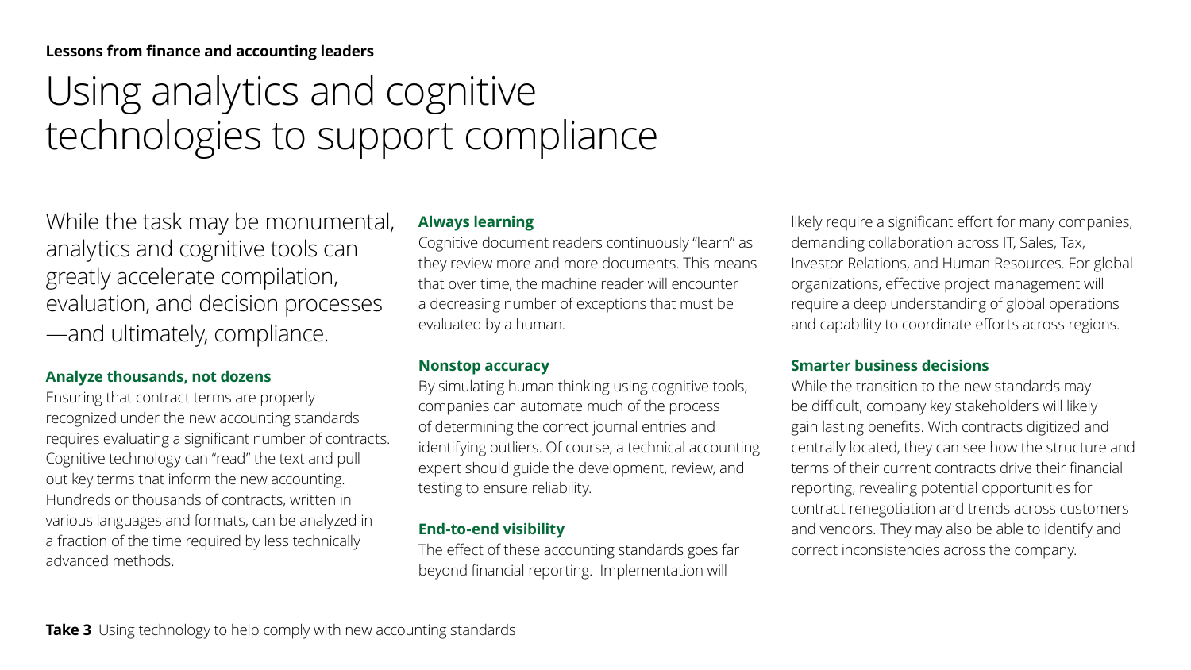**Lessons from finance and accounting leaders**

# Using analytics and cognitive technologies to support compliance

While the task may be monumental, analytics and cognitive tools can greatly accelerate compilation, evaluation, and decision processes —and ultimately, compliance.

### Analyze thousands, not dozens

Ensuring that contract terms are properly recognized under the new accounting standards requires evaluating a significant number of contracts. Cognitive technology can "read" the text and pull out key terms that inform the new accounting. Hundreds or thousands of contracts, written in various languages and formats, can be analyzed in a fraction of the time required by less technically advanced methods.

### Always learning

Cognitive document readers continuously "learn" as they review more and more documents. This means that over time, the machine reader will encounter a decreasing number of exceptions that must be evaluated by a human.

### Nonstop accuracy

By simulating human thinking using cognitive tools, companies can automate much of the process of determining the correct journal entries and identifying outliers. Of course, a technical accounting expert should guide the development, review, and testing to ensure reliability.

### End-to-end visibility

The effect of these accounting standards goes far beyond financial reporting. Implementation will likely require a significant effort for many companies, demanding collaboration across IT, Sales, Tax, Investor Relations, and Human Resources. For global organizations, effective project management will require a deep understanding of global operations and capability to coordinate efforts across regions.

### Smarter business decisions

While the transition to the new standards may be difficult, company key stakeholders will likely gain lasting benefits. With contracts digitized and centrally located, they can see how the structure and terms of their current contracts drive their financial reporting, revealing potential opportunities for contract renegotiation and trends across customers and vendors. They may also be able to identify and correct inconsistencies across the company.

**Take 3** Using technology to help comply with new accounting standards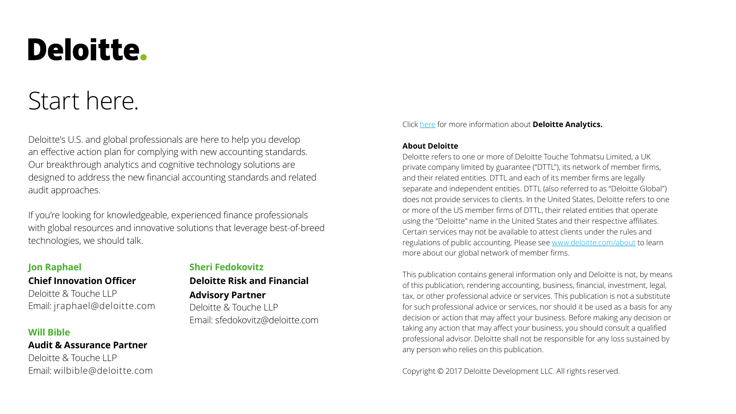# Deloitte.

## Start here.

Deloitte's U.S. and global professionals are here to help you develop an effective action plan for complying with new accounting standards. Our breakthrough analytics and cognitive technology solutions are designed to address the new financial accounting standards and related audit approaches.

If you're looking for knowledgeable, experienced finance professionals with global resources and innovative solutions that leverage best-of-breed technologies, we should talk.

**Jon Raphael**
**Chief Innovation Officer**
Deloitte & Touche LLP
Email: jraphael@deloitte.com

**Will Bible**
**Audit & Assurance Partner**
Deloitte & Touche LLP
Email: wilbible@deloitte.com

**Sheri Fedokovitz**
**Deloitte Risk and Financial Advisory Partner**
Deloitte & Touche LLP
Email: sfedokovitz@deloitte.com

Click here for more information about **Deloitte Analytics.**

**About Deloitte**
Deloitte refers to one or more of Deloitte Touche Tohmatsu Limited, a UK private company limited by guarantee ("DTTL"), its network of member firms, and their related entities. DTTL and each of its member firms are legally separate and independent entities. DTTL (also referred to as "Deloitte Global") does not provide services to clients. In the United States, Deloitte refers to one or more of the US member firms of DTTL, their related entities that operate using the "Deloitte" name in the United States and their respective affiliates. Certain services may not be available to attest clients under the rules and regulations of public accounting. Please see www.deloitte.com/about to learn more about our global network of member firms.

This publication contains general information only and Deloitte is not, by means of this publication, rendering accounting, business, financial, investment, legal, tax, or other professional advice or services. This publication is not a substitute for such professional advice or services, nor should it be used as a basis for any decision or action that may affect your business. Before making any decision or taking any action that may affect your business, you should consult a qualified professional advisor. Deloitte shall not be responsible for any loss sustained by any person who relies on this publication.

Copyright © 2017 Deloitte Development LLC. All rights reserved.